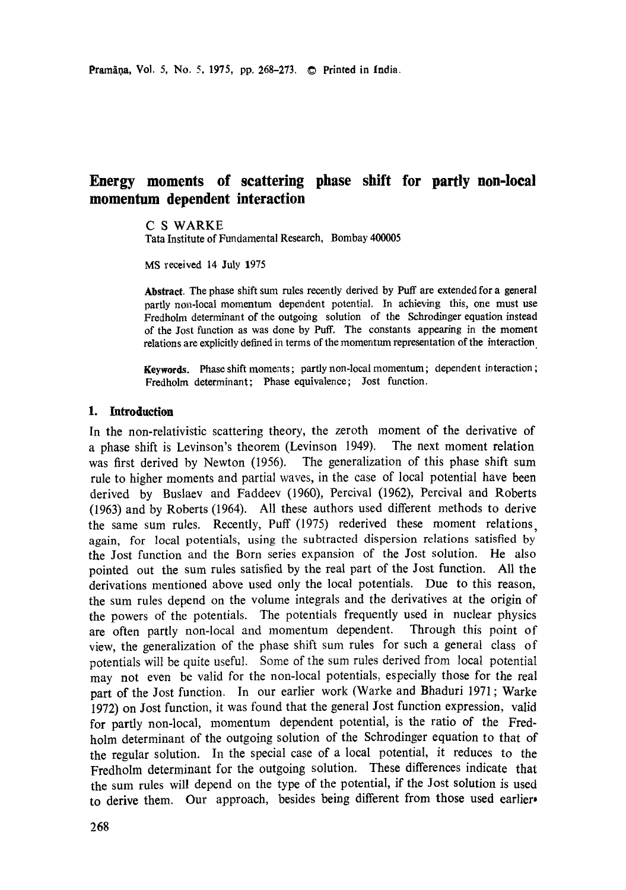# Energy moments of scattering phase shift for partly non-local momentum dependent interaction

C S WARKE
Tata Institute of Fundamental Research, Bombay 400005

MS received 14 July 1975

**Abstract.** The phase shift sum rules recently derived by Puff are extended for a general partly non-local momentum dependent potential. In achieving this, one must use Fredholm determinant of the outgoing solution of the Schrodinger equation instead of the Jost function as was done by Puff. The constants appearing in the moment relations are explicitly defined in terms of the momentum representation of the interaction.

**Keywords.** Phase shift moments; partly non-local momentum; dependent interaction; Fredholm determinant; Phase equivalence; Jost function.

## 1. Introduction

In the non-relativistic scattering theory, the zeroth moment of the derivative of a phase shift is Levinson's theorem (Levinson 1949). The next moment relation was first derived by Newton (1956). The generalization of this phase shift sum rule to higher moments and partial waves, in the case of local potential have been derived by Buslaev and Faddeev (1960), Percival (1962), Percival and Roberts (1963) and by Roberts (1964). All these authors used different methods to derive the same sum rules. Recently, Puff (1975) rederived these moment relations, again, for local potentials, using the subtracted dispersion relations satisfied by the Jost function and the Born series expansion of the Jost solution. He also pointed out the sum rules satisfied by the real part of the Jost function. All the derivations mentioned above used only the local potentials. Due to this reason, the sum rules depend on the volume integrals and the derivatives at the origin of the powers of the potentials. The potentials frequently used in nuclear physics are often partly non-local and momentum dependent. Through this point of view, the generalization of the phase shift sum rules for such a general class of potentials will be quite useful. Some of the sum rules derived from local potential may not even be valid for the non-local potentials, especially those for the real part of the Jost function. In our earlier work (Warke and Bhaduri 1971; Warke 1972) on Jost function, it was found that the general Jost function expression, valid for partly non-local, momentum dependent potential, is the ratio of the Fredholm determinant of the outgoing solution of the Schrodinger equation to that of the regular solution. In the special case of a local potential, it reduces to the Fredholm determinant for the outgoing solution. These differences indicate that the sum rules will depend on the type of the potential, if the Jost solution is used to derive them. Our approach, besides being different from those used earlier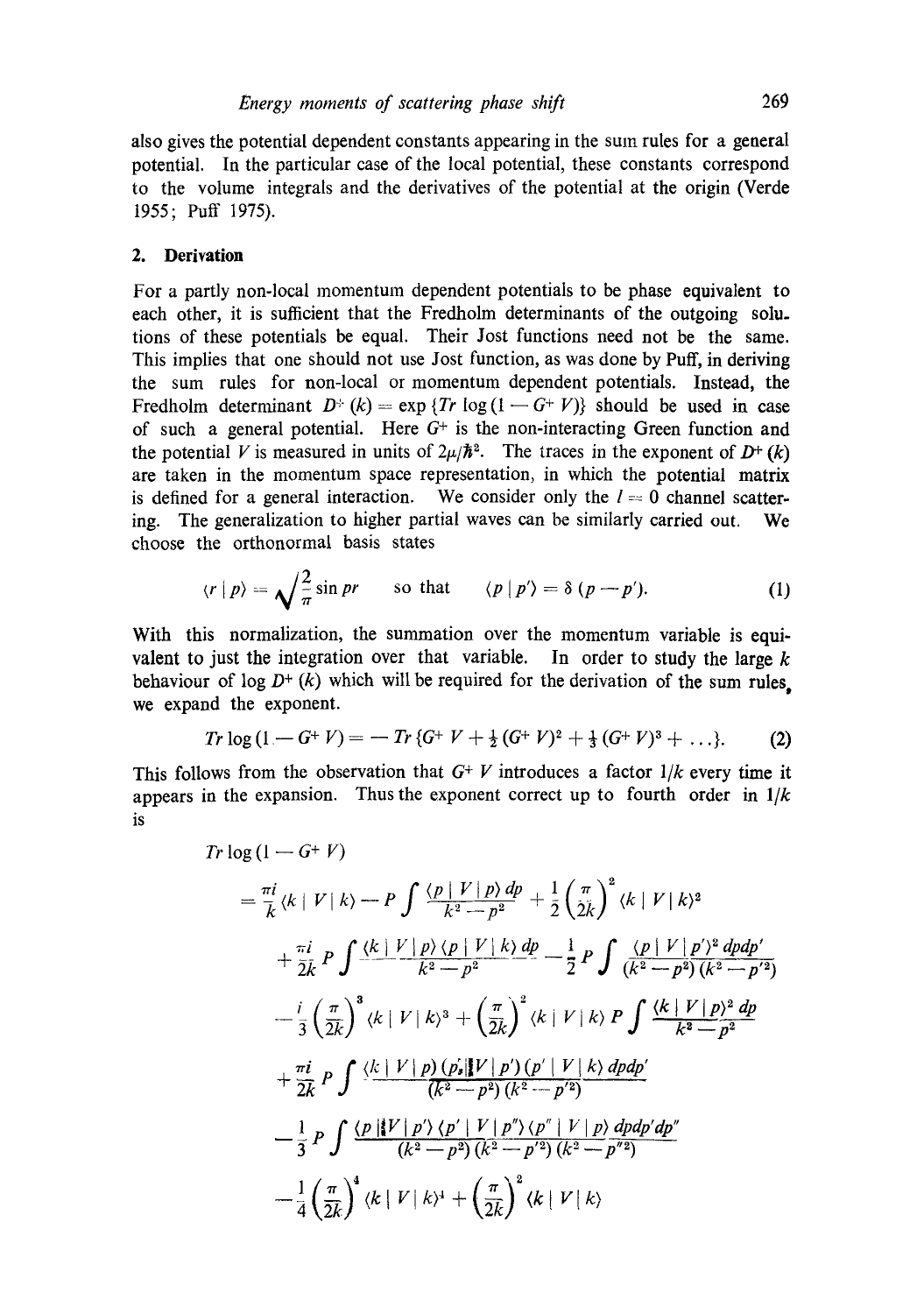also gives the potential dependent constants appearing in the sum rules for a general potential. In the particular case of the local potential, these constants correspond to the volume integrals and the derivatives of the potential at the origin (Verde 1955; Puff 1975).

## 2. Derivation

For a partly non-local momentum dependent potentials to be phase equivalent to each other, it is sufficient that the Fredholm determinants of the outgoing solutions of these potentials be equal. Their Jost functions need not be the same. This implies that one should not use Jost function, as was done by Puff, in deriving the sum rules for non-local or momentum dependent potentials. Instead, the Fredholm determinant $D^+(k) = \exp\{Tr \log(1 - G^+ V)\}$ should be used in case of such a general potential. Here $G^+$ is the non-interacting Green function and the potential $V$ is measured in units of $2\mu/\hbar^2$. The traces in the exponent of $D^+(k)$ are taken in the momentum space representation, in which the potential matrix is defined for a general interaction. We consider only the $l = 0$ channel scattering. The generalization to higher partial waves can be similarly carried out. We choose the orthonormal basis states

$$\langle r \mid p \rangle = \sqrt{\frac{2}{\pi}} \sin pr \qquad \text{so that} \qquad \langle p \mid p' \rangle = \delta(p - p'). \tag{1}$$

With this normalization, the summation over the momentum variable is equivalent to just the integration over that variable. In order to study the large $k$ behaviour of $\log D^+(k)$ which will be required for the derivation of the sum rules, we expand the exponent.

$$Tr \log(1 - G^+ V) = -Tr\{G^+ V + \tfrac{1}{2}(G^+ V)^2 + \tfrac{1}{3}(G^+ V)^3 + \ldots\}. \tag{2}$$

This follows from the observation that $G^+ V$ introduces a factor $1/k$ every time it appears in the expansion. Thus the exponent correct up to fourth order in $1/k$ is

$$
\begin{aligned}
Tr \log(1 - G^+ V) &= \frac{\pi i}{k}\langle k \mid V \mid k\rangle - P\int \frac{\langle p \mid V \mid p\rangle\, dp}{k^2 - p^2} + \frac{1}{2}\left(\frac{\pi}{2k}\right)^2 \langle k \mid V \mid k\rangle^2 \\
&\quad + \frac{\pi i}{2k} P\int \frac{\langle k \mid V \mid p\rangle \langle p \mid V \mid k\rangle\, dp}{k^2 - p^2} - \frac{1}{2} P\int \frac{\langle p \mid V \mid p'\rangle^2\, dp\,dp'}{(k^2 - p^2)(k^2 - p'^2)} \\
&\quad - \frac{i}{3}\left(\frac{\pi}{2k}\right)^3 \langle k \mid V \mid k\rangle^3 + \left(\frac{\pi}{2k}\right)^2 \langle k \mid V \mid k\rangle\, P\int \frac{\langle k \mid V \mid p\rangle^2\, dp}{k^2 - p^2} \\
&\quad + \frac{\pi i}{2k} P\int \frac{\langle k \mid V \mid p\rangle \langle p \mid V \mid p'\rangle \langle p' \mid V \mid k\rangle\, dp\,dp'}{(k^2 - p^2)(k^2 - p'^2)} \\
&\quad - \frac{1}{3} P\int \frac{\langle p \mid V \mid p'\rangle \langle p' \mid V \mid p''\rangle \langle p'' \mid V \mid p\rangle\, dp\,dp'\,dp''}{(k^2 - p^2)(k^2 - p'^2)(k^2 - p''^2)} \\
&\quad - \frac{1}{4}\left(\frac{\pi}{2k}\right)^4 \langle k \mid V \mid k\rangle^4 + \left(\frac{\pi}{2k}\right)^2 \langle k \mid V \mid k\rangle
\end{aligned}
$$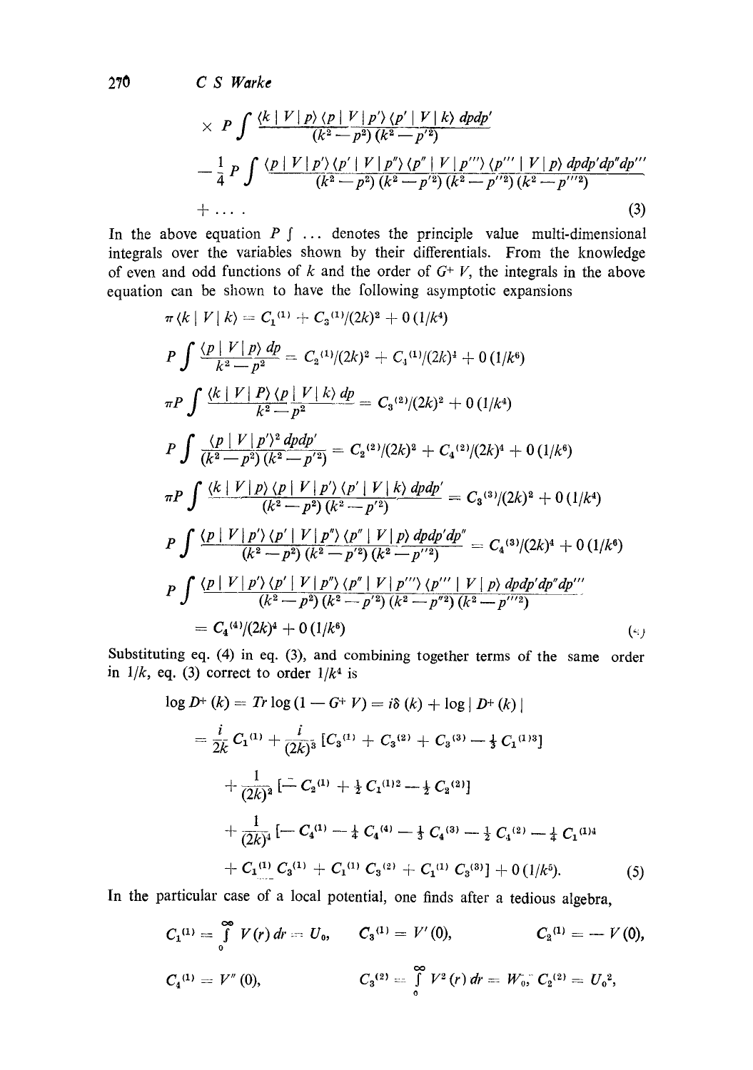$$\times P \int \frac{\langle k \mid V \mid p\rangle \langle p \mid V \mid p'\rangle \langle p' \mid V \mid k\rangle \, dp dp'}{(k^2 - p^2)(k^2 - p'^2)}$$

$$- \frac{1}{4} P \int \frac{\langle p \mid V \mid p'\rangle \langle p' \mid V \mid p''\rangle \langle p'' \mid V \mid p'''\rangle \langle p''' \mid V \mid p\rangle \, dp dp' dp'' dp'''}{(k^2 - p^2)(k^2 - p'^2)(k^2 - p''^2)(k^2 - p'''^2)}$$

$$+ \ldots . \tag{3}$$

In the above equation $P \int \ldots$ denotes the principle value multi-dimensional integrals over the variables shown by their differentials. From the knowledge of even and odd functions of $k$ and the order of $G^+ V$, the integrals in the above equation can be shown to have the following asymptotic expansions

$$\pi \langle k \mid V \mid k\rangle = C_1^{(1)} + C_3^{(1)}/(2k)^2 + 0\,(1/k^4)$$

$$P \int \frac{\langle p \mid V \mid p\rangle \, dp}{k^2 - p^2} = C_2^{(1)}/(2k)^2 + C_4^{(1)}/(2k)^4 + 0\,(1/k^6)$$

$$\pi P \int \frac{\langle k \mid V \mid P\rangle \langle p \mid V \mid k\rangle \, dp}{k^2 - p^2} = C_3^{(2)}/(2k)^2 + 0\,(1/k^4)$$

$$P \int \frac{\langle p \mid V \mid p'\rangle^2 \, dp dp'}{(k^2 - p^2)(k^2 - p'^2)} = C_2^{(2)}/(2k)^2 + C_4^{(2)}/(2k)^4 + 0\,(1/k^6)$$

$$\pi P \int \frac{\langle k \mid V \mid p\rangle \langle p \mid V \mid p'\rangle \langle p' \mid V \mid k\rangle \, dp dp'}{(k^2 - p^2)(k^2 - p'^2)} = C_3^{(3)}/(2k)^2 + 0\,(1/k^4)$$

$$P \int \frac{\langle p \mid V \mid p'\rangle \langle p' \mid V \mid p''\rangle \langle p'' \mid V \mid p\rangle \, dp dp' dp''}{(k^2 - p^2)(k^2 - p'^2)(k^2 - p''^2)} = C_4^{(3)}/(2k)^4 + 0\,(1/k^6)$$

$$P \int \frac{\langle p \mid V \mid p'\rangle \langle p' \mid V \mid p''\rangle \langle p'' \mid V \mid p'''\rangle \langle p''' \mid V \mid p\rangle \, dp dp' dp'' dp'''}{(k^2 - p^2)(k^2 - p'^2)(k^2 - p''^2)(k^2 - p'''^2)}$$

$$= C_4^{(4)}/(2k)^4 + 0\,(1/k^6) \tag{4}$$

Substituting eq. (4) in eq. (3), and combining together terms of the same order in $1/k$, eq. (3) correct to order $1/k^4$ is

$$\log D^+(k) = Tr \log (1 - G^+ V) = i\delta(k) + \log \mid D^+(k) \mid$$

$$= \frac{i}{2k} C_1^{(1)} + \frac{i}{(2k)^3} [C_3^{(1)} + C_3^{(2)} + C_3^{(3)} - \tfrac{1}{3} C_1^{(1)3}]$$

$$+ \frac{1}{(2k)^2} [- C_2^{(1)} + \tfrac{1}{2} C_1^{(1)2} - \tfrac{1}{2} C_2^{(2)}]$$

$$+ \frac{1}{(2k)^4} [- C_4^{(1)} - \tfrac{1}{4} C_4^{(4)} - \tfrac{1}{3} C_4^{(3)} - \tfrac{1}{2} C_4^{(2)} - \tfrac{1}{4} C_1^{(1)4}$$

$$+ C_1^{(1)} C_3^{(1)} + C_1^{(1)} C_3^{(2)} + C_1^{(1)} C_3^{(3)}] + 0\,(1/k^5). \tag{5}$$

In the particular case of a local potential, one finds after a tedious algebra,

$$C_1^{(1)} = \int_0^\infty V(r)\, dr = U_0, \qquad C_3^{(1)} = V'(0), \qquad C_2^{(1)} = - V(0),$$

$$C_4^{(1)} = V''(0), \qquad C_3^{(2)} = \int_0^\infty V^2(r)\, dr = W_0; \; C_2^{(2)} = U_0^2,$$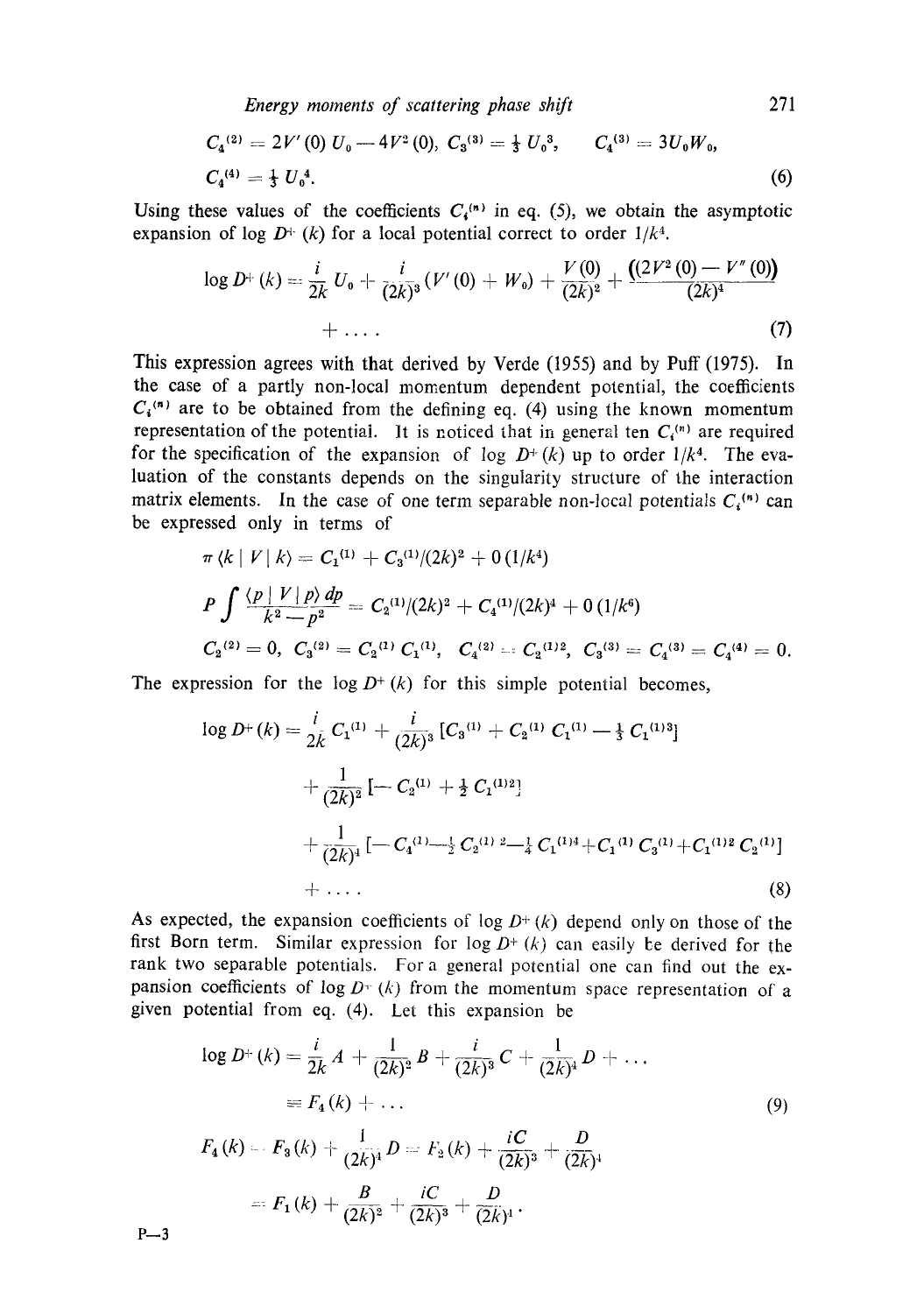$$C_4^{(2)} = 2V'(0)\,U_0 - 4V^2(0),\quad C_3^{(3)} = \tfrac{1}{3}\,U_0^3,\qquad C_4^{(3)} = 3U_0 W_0,$$

$$C_4^{(4)} = \tfrac{1}{3}\,U_0^4. \tag{6}$$

Using these values of the coefficients $C_i^{(n)}$ in eq. (5), we obtain the asymptotic expansion of $\log D^+(k)$ for a local potential correct to order $1/k^4$.

$$\log D^+(k) = \frac{i}{2k}\,U_0 + \frac{i}{(2k)^3}\,(V'(0) + W_0) + \frac{V(0)}{(2k)^2} + \frac{(2V^2(0) - V''(0))}{(2k)^4}$$

$$+ \ldots . \tag{7}$$

This expression agrees with that derived by Verde (1955) and by Puff (1975). In the case of a partly non-local momentum dependent potential, the coefficients $C_i^{(n)}$ are to be obtained from the defining eq. (4) using the known momentum representation of the potential. It is noticed that in general ten $C_i^{(n)}$ are required for the specification of the expansion of $\log D^+(k)$ up to order $1/k^4$. The evaluation of the constants depends on the singularity structure of the interaction matrix elements. In the case of one term separable non-local potentials $C_i^{(n)}$ can be expressed only in terms of

$$\pi \langle k\,|\,V\,|\,k\rangle = C_1^{(1)} + C_3^{(1)}/(2k)^2 + 0\,(1/k^4)$$

$$P\int \frac{\langle p\,|\,V\,|\,p\rangle\,dp}{k^2 - p^2} = C_2^{(1)}/(2k)^2 + C_4^{(1)}/(2k)^4 + 0\,(1/k^6)$$

$$C_2^{(2)} = 0,\quad C_3^{(2)} = C_2^{(1)}\,C_1^{(1)},\quad C_4^{(2)} = C_2^{(1)2},\quad C_3^{(3)} = C_4^{(3)} = C_4^{(4)} = 0.$$

The expression for the $\log D^+(k)$ for this simple potential becomes,

$$\log D^+(k) = \frac{i}{2k}\,C_1^{(1)} + \frac{i}{(2k)^3}\,[C_3^{(1)} + C_2^{(1)}\,C_1^{(1)} - \tfrac{1}{3}\,C_1^{(1)3}]$$

$$+ \frac{1}{(2k)^2}\,[-C_2^{(1)} + \tfrac{1}{2}\,C_1^{(1)2}]$$

$$+ \frac{1}{(2k)^4}\,[-C_4^{(1)} - \tfrac{1}{2}\,C_2^{(1)\,2} - \tfrac{1}{4}\,C_1^{(1)4} + C_1^{(1)}\,C_3^{(1)} + C_1^{(1)2}\,C_2^{(1)}]$$

$$+ \ldots . \tag{8}$$

As expected, the expansion coefficients of $\log D^+(k)$ depend only on those of the first Born term. Similar expression for $\log D^+(k)$ can easily be derived for the rank two separable potentials. For a general potential one can find out the expansion coefficients of $\log D^+(k)$ from the momentum space representation of a given potential from eq. (4). Let this expansion be

$$\log D^+(k) = \frac{i}{2k}\,A + \frac{1}{(2k)^2}\,B + \frac{i}{(2k)^3}\,C + \frac{1}{(2k)^4}\,D + \ldots$$

$$= F_4(k) + \ldots \tag{9}$$

$$F_4(k) = F_3(k) + \frac{1}{(2k)^4}\,D = F_2(k) + \frac{iC}{(2k)^3} + \frac{D}{(2k)^4}$$

$$= F_1(k) + \frac{B}{(2k)^2} + \frac{iC}{(2k)^3} + \frac{D}{(2k)^4}.$$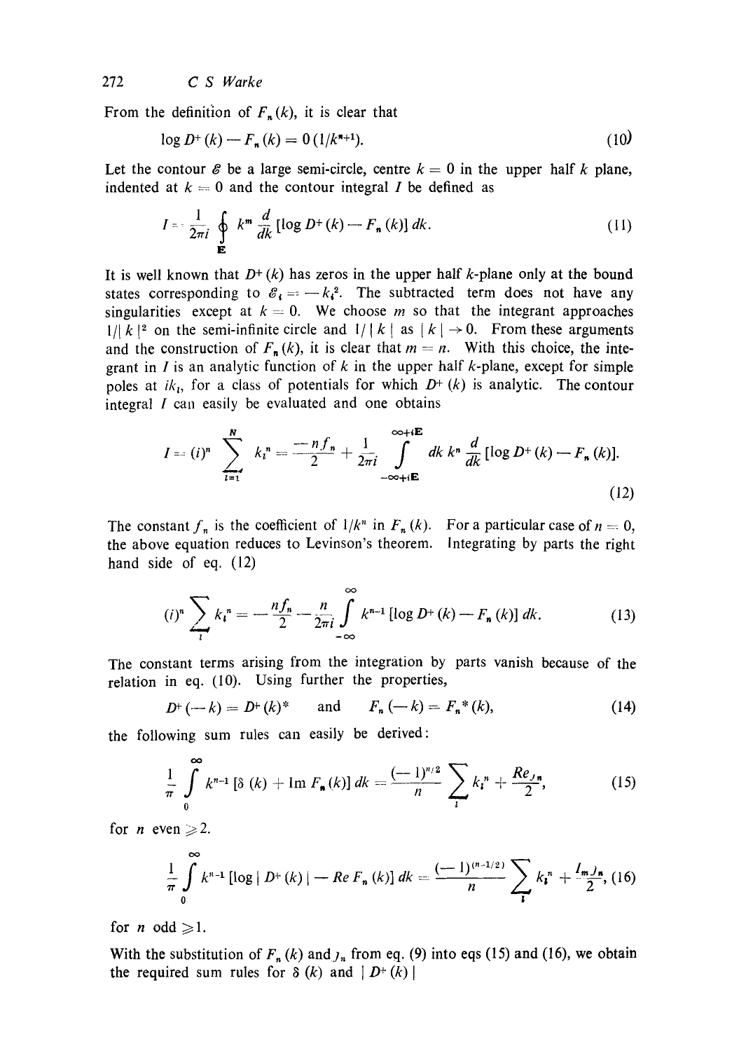From the definition of $F_n(k)$, it is clear that

$$\log D^+(k) - F_n(k) = 0\,(1/k^{n+1}). \tag{10}$$

Let the contour $\mathscr{E}$ be a large semi-circle, centre $k = 0$ in the upper half $k$ plane, indented at $k = 0$ and the contour integral $I$ be defined as

$$I = \frac{1}{2\pi i} \oint_{\mathbf{E}} k^m \frac{d}{dk} [\log D^+(k) - F_n(k)]\, dk. \tag{11}$$

It is well known that $D^+(k)$ has zeros in the upper half $k$-plane only at the bound states corresponding to $\mathscr{E}_i = -k_i^2$. The subtracted term does not have any singularities except at $k = 0$. We choose $m$ so that the integrant approaches $1/|k|^2$ on the semi-infinite circle and $1/|k|$ as $|k| \to 0$. From these arguments and the construction of $F_n(k)$, it is clear that $m = n$. With this choice, the integrant in $I$ is an analytic function of $k$ in the upper half $k$-plane, except for simple poles at $ik_i$, for a class of potentials for which $D^+(k)$ is analytic. The contour integral $I$ can easily be evaluated and one obtains

$$I = (i)^n \sum_{i=1}^{N} k_i^n = \frac{-n f_n}{2} + \frac{1}{2\pi i} \int_{-\infty+i\mathbf{E}}^{\infty+i\mathbf{E}} dk\, k^n \frac{d}{dk} [\log D^+(k) - F_n(k)]. \tag{12}$$

The constant $f_n$ is the coefficient of $1/k^n$ in $F_n(k)$. For a particular case of $n = 0$, the above equation reduces to Levinson's theorem. Integrating by parts the right hand side of eq. (12)

$$(i)^n \sum_i k_i^n = -\frac{n f_n}{2} - \frac{n}{2\pi i} \int_{-\infty}^{\infty} k^{n-1} [\log D^+(k) - F_n(k)]\, dk. \tag{13}$$

The constant terms arising from the integration by parts vanish because of the relation in eq. (10). Using further the properties,

$$D^+(-k) = D^+(k)^* \quad \text{and} \quad F_n(-k) = F_n^*(k), \tag{14}$$

the following sum rules can easily be derived:

$$\frac{1}{\pi} \int_0^{\infty} k^{n-1} [\delta(k) + \operatorname{Im} F_n(k)]\, dk = \frac{(-1)^{n/2}}{n} \sum_i k_i^n + \frac{Re_{J_n}}{2}, \tag{15}$$

for $n$ even $\geqslant 2$.

$$\frac{1}{\pi} \int_0^{\infty} k^{n-1} [\log|D^+(k)| - Re\, F_n(k)]\, dk = \frac{(-1)^{(n-1/2)}}{n} \sum_i k_i^n + \frac{I_m J_n}{2}, \tag{16}$$

for $n$ odd $\geqslant 1$.

With the substitution of $F_n(k)$ and $J_n$ from eq. (9) into eqs (15) and (16), we obtain the required sum rules for $\delta(k)$ and $|D^+(k)|$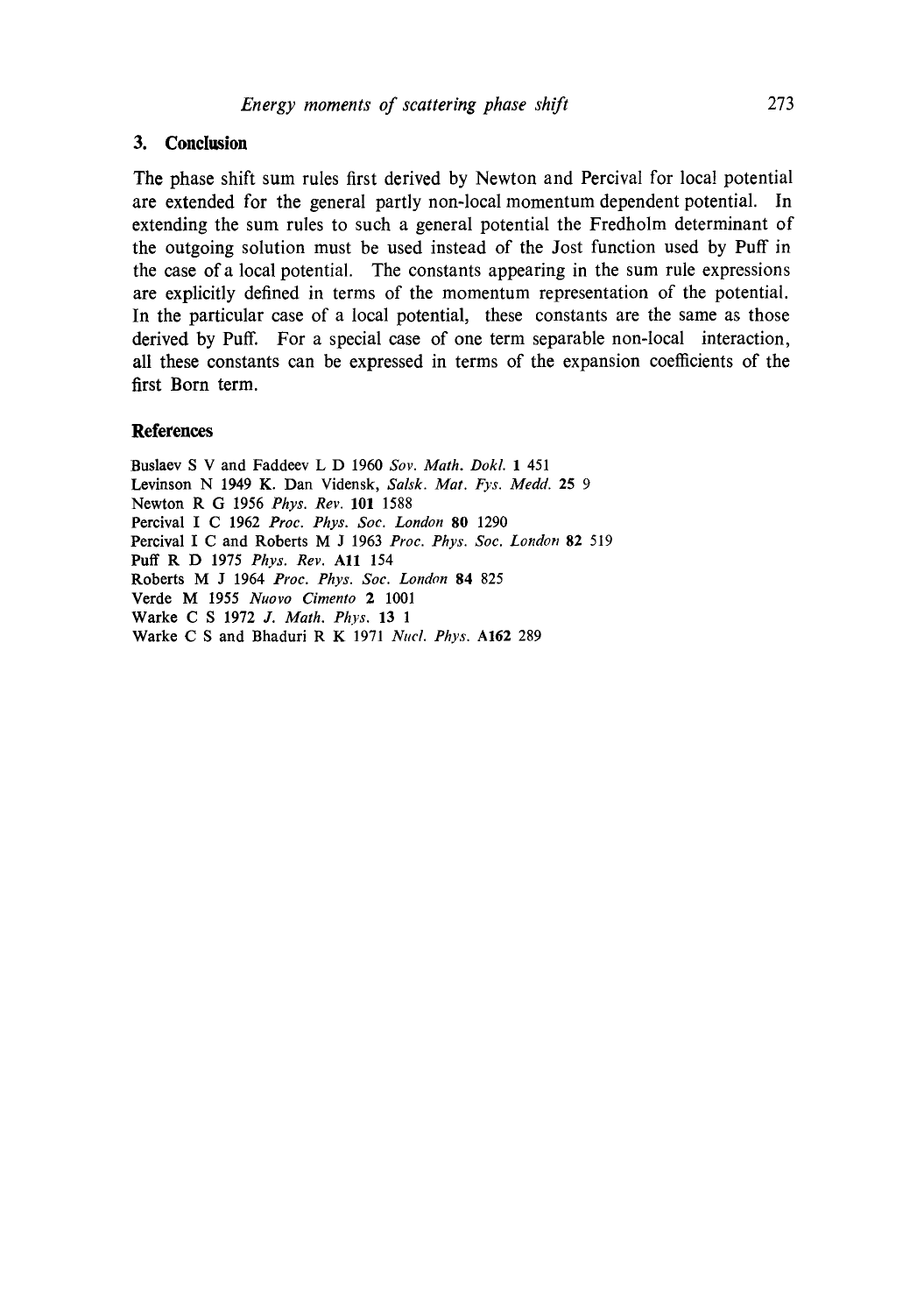## 3. Conclusion

The phase shift sum rules first derived by Newton and Percival for local potential are extended for the general partly non-local momentum dependent potential. In extending the sum rules to such a general potential the Fredholm determinant of the outgoing solution must be used instead of the Jost function used by Puff in the case of a local potential. The constants appearing in the sum rule expressions are explicitly defined in terms of the momentum representation of the potential. In the particular case of a local potential, these constants are the same as those derived by Puff. For a special case of one term separable non-local interaction, all these constants can be expressed in terms of the expansion coefficients of the first Born term.

## References

Buslaev S V and Faddeev L D 1960 *Sov. Math. Dokl.* **1** 451

Levinson N 1949 K. Dan Vidensk, *Salsk. Mat. Fys. Medd.* **25** 9

Newton R G 1956 *Phys. Rev.* **101** 1588

Percival I C 1962 *Proc. Phys. Soc. London* **80** 1290

Percival I C and Roberts M J 1963 *Proc. Phys. Soc. London* **82** 519

Puff R D 1975 *Phys. Rev.* **A11** 154

Roberts M J 1964 *Proc. Phys. Soc. London* **84** 825

Verde M 1955 *Nuovo Cimento* **2** 1001

Warke C S 1972 *J. Math. Phys.* **13** 1

Warke C S and Bhaduri R K 1971 *Nucl. Phys.* **A162** 289